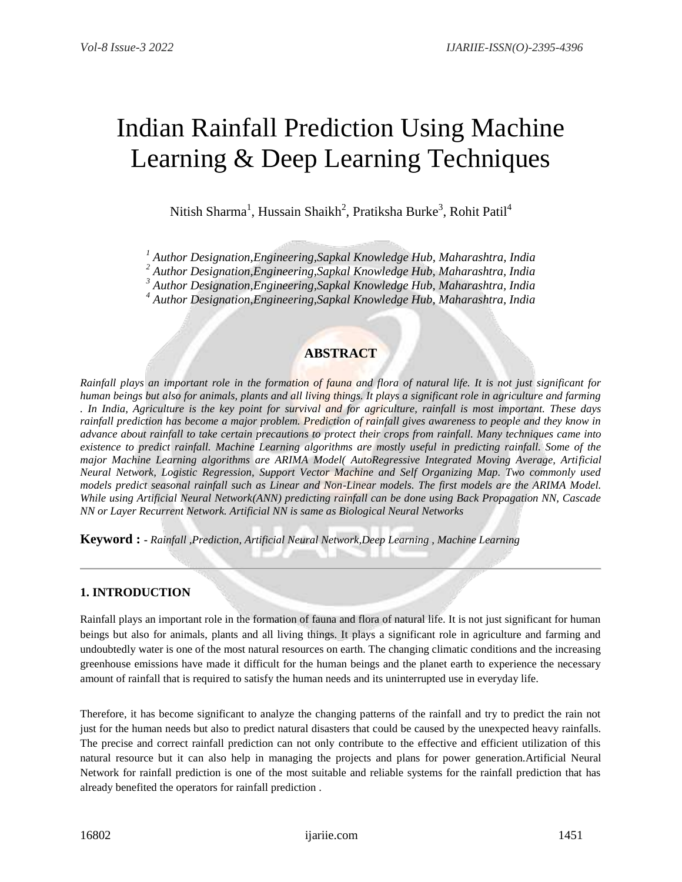# Indian Rainfall Prediction Using Machine Learning & Deep Learning Techniques

Nitish Sharma[1], Hussain Shaikh[2], Pratiksha Burke[3], Rohit Patil[4]

*[1] Author Designation,Engineering,Sapkal Knowledge Hub, Maharashtra, India*
*[2] Author Designation,Engineering,Sapkal Knowledge Hub, Maharashtra, India*
*[3] Author Designation,Engineering,Sapkal Knowledge Hub, Maharashtra, India*
*[4] Author Designation,Engineering,Sapkal Knowledge Hub, Maharashtra, India*

## ABSTRACT

*Rainfall plays an important role in the formation of fauna and flora of natural life. It is not just significant for human beings but also for animals, plants and all living things. It plays a significant role in agriculture and farming . In India, Agriculture is the key point for survival and for agriculture, rainfall is most important. These days rainfall prediction has become a major problem. Prediction of rainfall gives awareness to people and they know in advance about rainfall to take certain precautions to protect their crops from rainfall. Many techniques came into existence to predict rainfall. Machine Learning algorithms are mostly useful in predicting rainfall. Some of the major Machine Learning algorithms are ARIMA Model( AutoRegressive Integrated Moving Average, Artificial Neural Network, Logistic Regression, Support Vector Machine and Self Organizing Map. Two commonly used models predict seasonal rainfall such as Linear and Non-Linear models. The first models are the ARIMA Model. While using Artificial Neural Network(ANN) predicting rainfall can be done using Back Propagation NN, Cascade NN or Layer Recurrent Network. Artificial NN is same as Biological Neural Networks*

**Keyword :** *- Rainfall ,Prediction, Artificial Neural Network,Deep Learning , Machine Learning*

---

## 1. INTRODUCTION

Rainfall plays an important role in the formation of fauna and flora of natural life. It is not just significant for human beings but also for animals, plants and all living things. It plays a significant role in agriculture and farming and undoubtedly water is one of the most natural resources on earth. The changing climatic conditions and the increasing greenhouse emissions have made it difficult for the human beings and the planet earth to experience the necessary amount of rainfall that is required to satisfy the human needs and its uninterrupted use in everyday life.

Therefore, it has become significant to analyze the changing patterns of the rainfall and try to predict the rain not just for the human needs but also to predict natural disasters that could be caused by the unexpected heavy rainfalls. The precise and correct rainfall prediction can not only contribute to the effective and efficient utilization of this natural resource but it can also help in managing the projects and plans for power generation.Artificial Neural Network for rainfall prediction is one of the most suitable and reliable systems for the rainfall prediction that has already benefited the operators for rainfall prediction .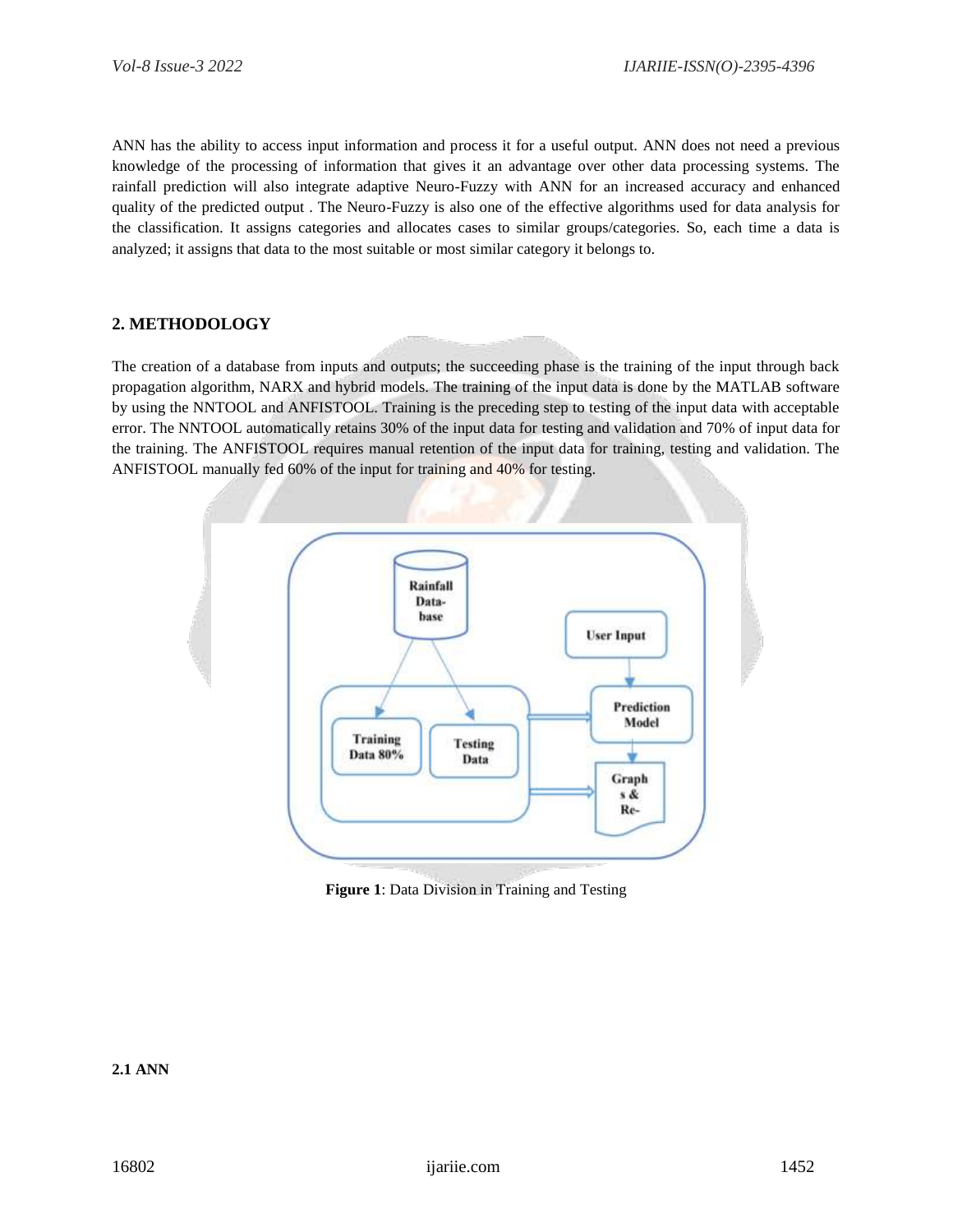ANN has the ability to access input information and process it for a useful output. ANN does not need a previous knowledge of the processing of information that gives it an advantage over other data processing systems. The rainfall prediction will also integrate adaptive Neuro-Fuzzy with ANN for an increased accuracy and enhanced quality of the predicted output . The Neuro-Fuzzy is also one of the effective algorithms used for data analysis for the classification. It assigns categories and allocates cases to similar groups/categories. So, each time a data is analyzed; it assigns that data to the most suitable or most similar category it belongs to.

## 2. METHODOLOGY

The creation of a database from inputs and outputs; the succeeding phase is the training of the input through back propagation algorithm, NARX and hybrid models. The training of the input data is done by the MATLAB software by using the NNTOOL and ANFISTOOL. Training is the preceding step to testing of the input data with acceptable error. The NNTOOL automatically retains 30% of the input data for testing and validation and 70% of input data for the training. The ANFISTOOL requires manual retention of the input data for training, testing and validation. The ANFISTOOL manually fed 60% of the input for training and 40% for testing.

**Figure 1**: Data Division in Training and Testing

### 2.1 ANN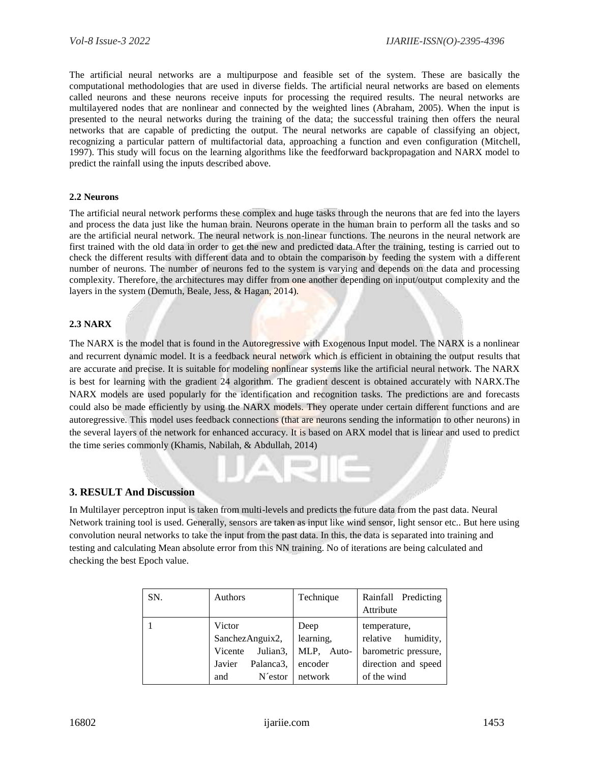The artificial neural networks are a multipurpose and feasible set of the system. These are basically the computational methodologies that are used in diverse fields. The artificial neural networks are based on elements called neurons and these neurons receive inputs for processing the required results. The neural networks are multilayered nodes that are nonlinear and connected by the weighted lines (Abraham, 2005). When the input is presented to the neural networks during the training of the data; the successful training then offers the neural networks that are capable of predicting the output. The neural networks are capable of classifying an object, recognizing a particular pattern of multifactorial data, approaching a function and even configuration (Mitchell, 1997). This study will focus on the learning algorithms like the feedforward backpropagation and NARX model to predict the rainfall using the inputs described above.

### 2.2 Neurons

The artificial neural network performs these complex and huge tasks through the neurons that are fed into the layers and process the data just like the human brain. Neurons operate in the human brain to perform all the tasks and so are the artificial neural network. The neural network is non-linear functions. The neurons in the neural network are first trained with the old data in order to get the new and predicted data.After the training, testing is carried out to check the different results with different data and to obtain the comparison by feeding the system with a different number of neurons. The number of neurons fed to the system is varying and depends on the data and processing complexity. Therefore, the architectures may differ from one another depending on input/output complexity and the layers in the system (Demuth, Beale, Jess, & Hagan, 2014).

### 2.3 NARX

The NARX is the model that is found in the Autoregressive with Exogenous Input model. The NARX is a nonlinear and recurrent dynamic model. It is a feedback neural network which is efficient in obtaining the output results that are accurate and precise. It is suitable for modeling nonlinear systems like the artificial neural network. The NARX is best for learning with the gradient 24 algorithm. The gradient descent is obtained accurately with NARX.The NARX models are used popularly for the identification and recognition tasks. The predictions are and forecasts could also be made efficiently by using the NARX models. They operate under certain different functions and are autoregressive. This model uses feedback connections (that are neurons sending the information to other neurons) in the several layers of the network for enhanced accuracy. It is based on ARX model that is linear and used to predict the time series commonly (Khamis, Nabilah, & Abdullah, 2014)

## 3. RESULT And Discussion

In Multilayer perceptron input is taken from multi-levels and predicts the future data from the past data. Neural Network training tool is used. Generally, sensors are taken as input like wind sensor, light sensor etc.. But here using convolution neural networks to take the input from the past data. In this, the data is separated into training and testing and calculating Mean absolute error from this NN training. No of iterations are being calculated and checking the best Epoch value.

| SN. | Authors | Technique | Rainfall Predicting Attribute |
|---|---|---|---|
| 1 | Victor SanchezAnguix2, Vicente Julian3, Javier Palanca3, and N´estor | Deep learning, MLP, Auto-encoder network | temperature, relative humidity, barometric pressure, direction and speed of the wind |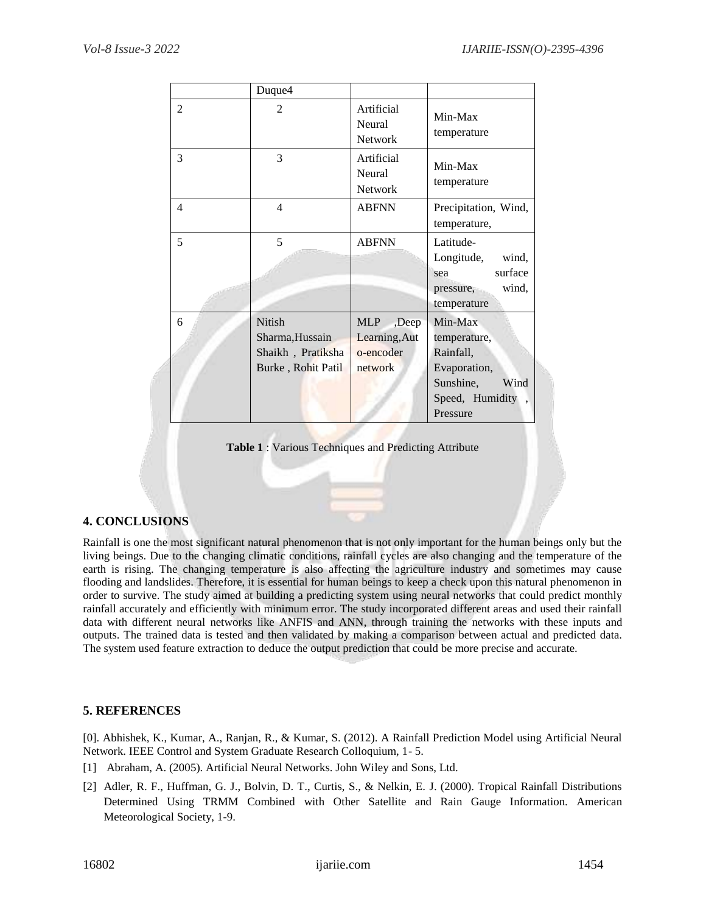| | Duque4 | | |
|---|---|---|---|
| 2 | 2 | Artificial Neural Network | Min-Max temperature |
| 3 | 3 | Artificial Neural Network | Min-Max temperature |
| 4 | 4 | ABFNN | Precipitation, Wind, temperature, |
| 5 | 5 | ABFNN | Latitude-Longitude, wind, sea surface pressure, wind, temperature |
| 6 | Nitish Sharma,Hussain Shaikh , Pratiksha Burke , Rohit Patil | MLP ,Deep Learning,Auto-encoder network | Min-Max temperature, Rainfall, Evaporation, Sunshine, Wind Speed, Humidity , Pressure |

**Table 1** : Various Techniques and Predicting Attribute

## 4. CONCLUSIONS

Rainfall is one the most significant natural phenomenon that is not only important for the human beings only but the living beings. Due to the changing climatic conditions, rainfall cycles are also changing and the temperature of the earth is rising. The changing temperature is also affecting the agriculture industry and sometimes may cause flooding and landslides. Therefore, it is essential for human beings to keep a check upon this natural phenomenon in order to survive. The study aimed at building a predicting system using neural networks that could predict monthly rainfall accurately and efficiently with minimum error. The study incorporated different areas and used their rainfall data with different neural networks like ANFIS and ANN, through training the networks with these inputs and outputs. The trained data is tested and then validated by making a comparison between actual and predicted data. The system used feature extraction to deduce the output prediction that could be more precise and accurate.

## 5. REFERENCES

[0]. Abhishek, K., Kumar, A., Ranjan, R., & Kumar, S. (2012). A Rainfall Prediction Model using Artificial Neural Network. IEEE Control and System Graduate Research Colloquium, 1- 5.

[1] Abraham, A. (2005). Artificial Neural Networks. John Wiley and Sons, Ltd.

[2] Adler, R. F., Huffman, G. J., Bolvin, D. T., Curtis, S., & Nelkin, E. J. (2000). Tropical Rainfall Distributions Determined Using TRMM Combined with Other Satellite and Rain Gauge Information. American Meteorological Society, 1-9.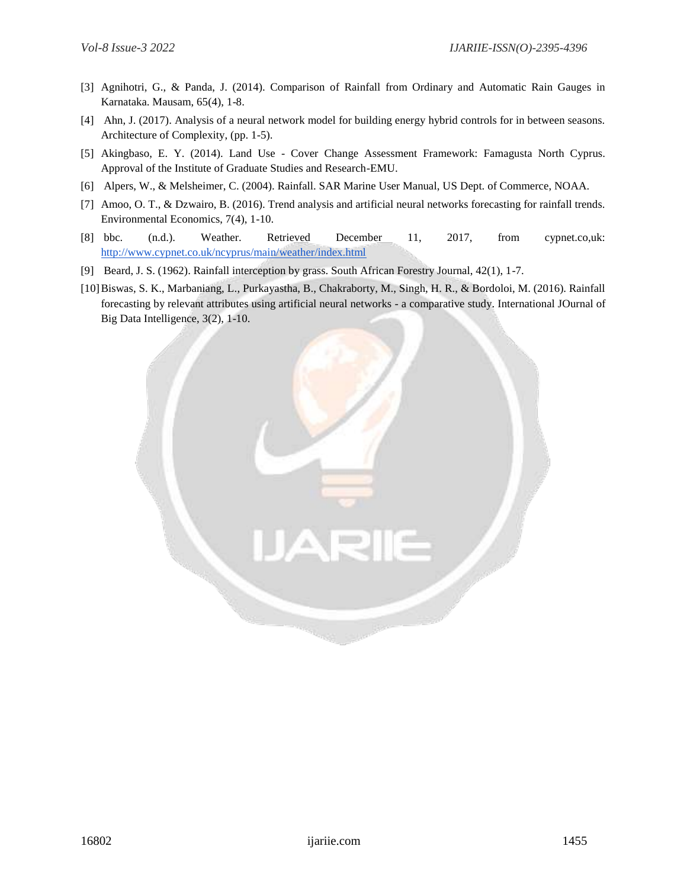[3] Agnihotri, G., & Panda, J. (2014). Comparison of Rainfall from Ordinary and Automatic Rain Gauges in Karnataka. Mausam, 65(4), 1-8.

[4] Ahn, J. (2017). Analysis of a neural network model for building energy hybrid controls for in between seasons. Architecture of Complexity, (pp. 1-5).

[5] Akingbaso, E. Y. (2014). Land Use - Cover Change Assessment Framework: Famagusta North Cyprus. Approval of the Institute of Graduate Studies and Research-EMU.

[6] Alpers, W., & Melsheimer, C. (2004). Rainfall. SAR Marine User Manual, US Dept. of Commerce, NOAA.

[7] Amoo, O. T., & Dzwairo, B. (2016). Trend analysis and artificial neural networks forecasting for rainfall trends. Environmental Economics, 7(4), 1-10.

[8] bbc. (n.d.). Weather. Retrieved December 11, 2017, from cypnet.co,uk: http://www.cypnet.co.uk/ncyprus/main/weather/index.html

[9] Beard, J. S. (1962). Rainfall interception by grass. South African Forestry Journal, 42(1), 1-7.

[10] Biswas, S. K., Marbaniang, L., Purkayastha, B., Chakraborty, M., Singh, H. R., & Bordoloi, M. (2016). Rainfall forecasting by relevant attributes using artificial neural networks - a comparative study. International JOurnal of Big Data Intelligence, 3(2), 1-10.